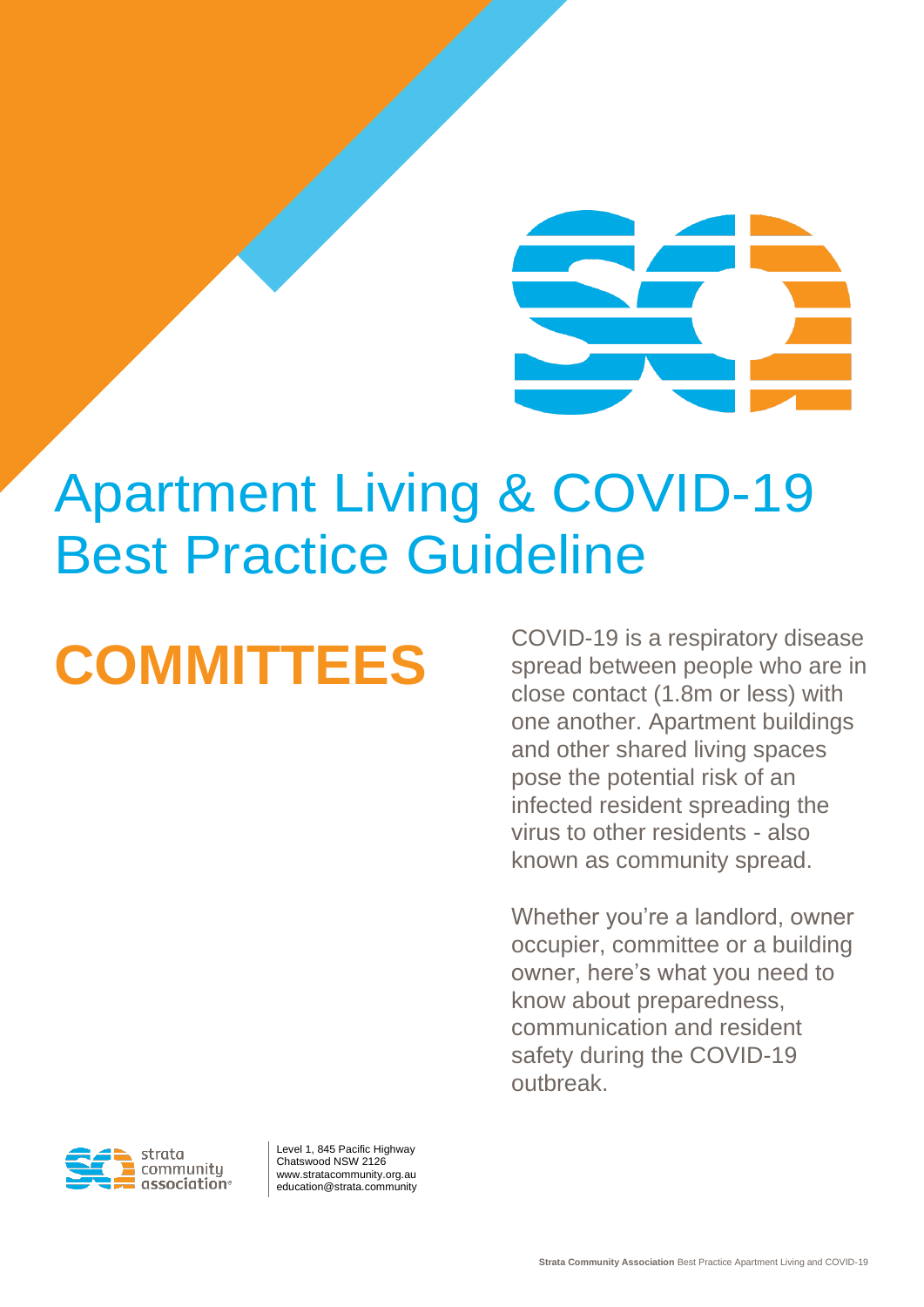# Apartment Living & COVID-19 Best Practice Guideline

## COMMITTEES

COVID-19 is a respiratory disease spread between people who are in close contact (1.8m or less) with one another. Apartment buildings and other shared living spaces pose the potential risk of an infected resident spreading the virus to other residents - also known as community spread.

Whether you're a landlord, owner occupier, committee or a building owner, here's what you need to know about preparedness, communication and resident safety during the COVID-19 outbreak.

strata community association

Level 1, 845 Pacific Highway
Chatswood NSW 2126
www.stratacommunity.org.au
education@strata.community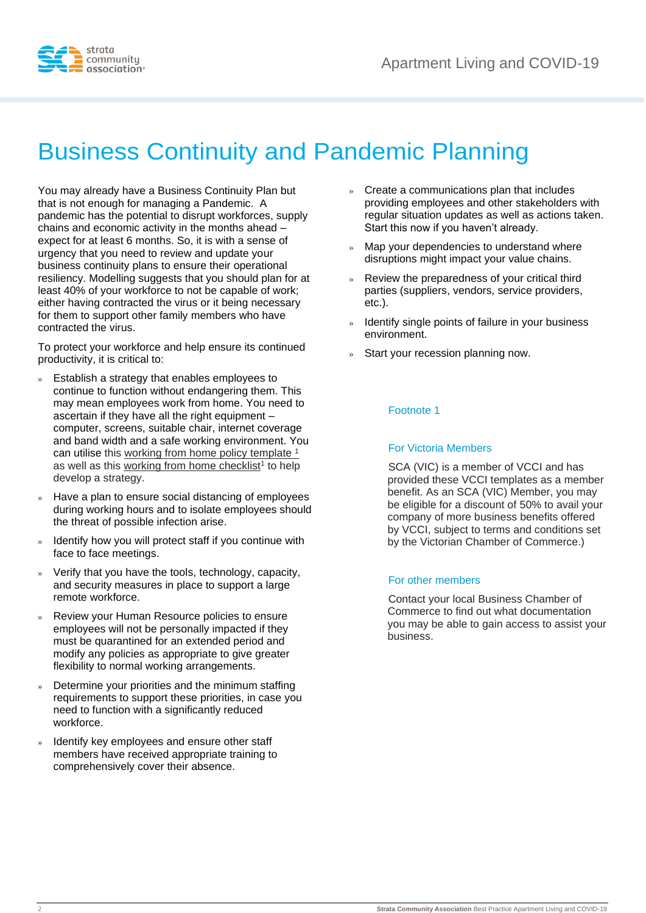# Business Continuity and Pandemic Planning

You may already have a Business Continuity Plan but that is not enough for managing a Pandemic. A pandemic has the potential to disrupt workforces, supply chains and economic activity in the months ahead – expect for at least 6 months. So, it is with a sense of urgency that you need to review and update your business continuity plans to ensure their operational resiliency. Modelling suggests that you should plan for at least 40% of your workforce to not be capable of work; either having contracted the virus or it being necessary for them to support other family members who have contracted the virus.

To protect your workforce and help ensure its continued productivity, it is critical to:

- Establish a strategy that enables employees to continue to function without endangering them. This may mean employees work from home. You need to ascertain if they have all the right equipment – computer, screens, suitable chair, internet coverage and band width and a safe working environment. You can utilise this working from home policy template [1] as well as this working from home checklist[1] to help develop a strategy.
- Have a plan to ensure social distancing of employees during working hours and to isolate employees should the threat of possible infection arise.
- Identify how you will protect staff if you continue with face to face meetings.
- Verify that you have the tools, technology, capacity, and security measures in place to support a large remote workforce.
- Review your Human Resource policies to ensure employees will not be personally impacted if they must be quarantined for an extended period and modify any policies as appropriate to give greater flexibility to normal working arrangements.
- Determine your priorities and the minimum staffing requirements to support these priorities, in case you need to function with a significantly reduced workforce.
- Identify key employees and ensure other staff members have received appropriate training to comprehensively cover their absence.
- Create a communications plan that includes providing employees and other stakeholders with regular situation updates as well as actions taken. Start this now if you haven't already.
- Map your dependencies to understand where disruptions might impact your value chains.
- Review the preparedness of your critical third parties (suppliers, vendors, service providers, etc.).
- Identify single points of failure in your business environment.
- Start your recession planning now.

Footnote 1

For Victoria Members

SCA (VIC) is a member of VCCI and has provided these VCCI templates as a member benefit. As an SCA (VIC) Member, you may be eligible for a discount of 50% to avail your company of more business benefits offered by VCCI, subject to terms and conditions set by the Victorian Chamber of Commerce.)

For other members

Contact your local Business Chamber of Commerce to find out what documentation you may be able to gain access to assist your business.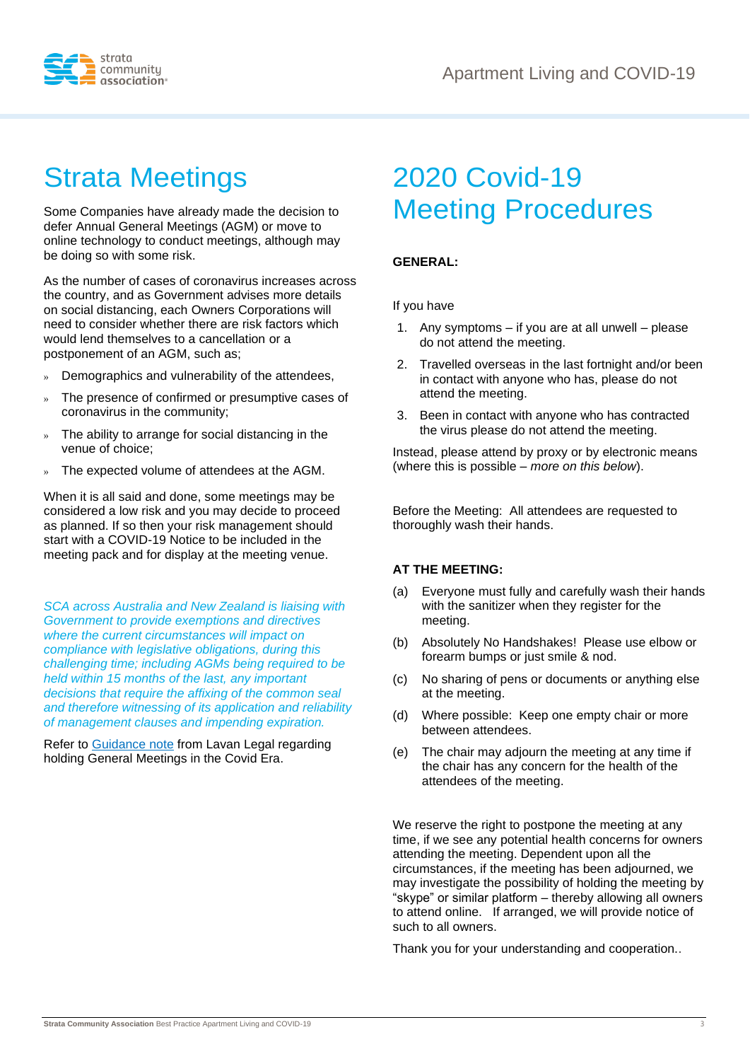# Strata Meetings

Some Companies have already made the decision to defer Annual General Meetings (AGM) or move to online technology to conduct meetings, although may be doing so with some risk.

As the number of cases of coronavirus increases across the country, and as Government advises more details on social distancing, each Owners Corporations will need to consider whether there are risk factors which would lend themselves to a cancellation or a postponement of an AGM, such as;

- Demographics and vulnerability of the attendees,
- The presence of confirmed or presumptive cases of coronavirus in the community;
- The ability to arrange for social distancing in the venue of choice;
- The expected volume of attendees at the AGM.

When it is all said and done, some meetings may be considered a low risk and you may decide to proceed as planned. If so then your risk management should start with a COVID-19 Notice to be included in the meeting pack and for display at the meeting venue.

*SCA across Australia and New Zealand is liaising with Government to provide exemptions and directives where the current circumstances will impact on compliance with legislative obligations, during this challenging time; including AGMs being required to be held within 15 months of the last, any important decisions that require the affixing of the common seal and therefore witnessing of its application and reliability of management clauses and impending expiration.*

Refer to Guidance note from Lavan Legal regarding holding General Meetings in the Covid Era.

# 2020 Covid-19 Meeting Procedures

**GENERAL:**

If you have

1. Any symptoms – if you are at all unwell – please do not attend the meeting.
2. Travelled overseas in the last fortnight and/or been in contact with anyone who has, please do not attend the meeting.
3. Been in contact with anyone who has contracted the virus please do not attend the meeting.

Instead, please attend by proxy or by electronic means (where this is possible – *more on this below*).

Before the Meeting: All attendees are requested to thoroughly wash their hands.

**AT THE MEETING:**

(a) Everyone must fully and carefully wash their hands with the sanitizer when they register for the meeting.

(b) Absolutely No Handshakes! Please use elbow or forearm bumps or just smile & nod.

(c) No sharing of pens or documents or anything else at the meeting.

(d) Where possible: Keep one empty chair or more between attendees.

(e) The chair may adjourn the meeting at any time if the chair has any concern for the health of the attendees of the meeting.

We reserve the right to postpone the meeting at any time, if we see any potential health concerns for owners attending the meeting. Dependent upon all the circumstances, if the meeting has been adjourned, we may investigate the possibility of holding the meeting by "skype" or similar platform – thereby allowing all owners to attend online. If arranged, we will provide notice of such to all owners.

Thank you for your understanding and cooperation..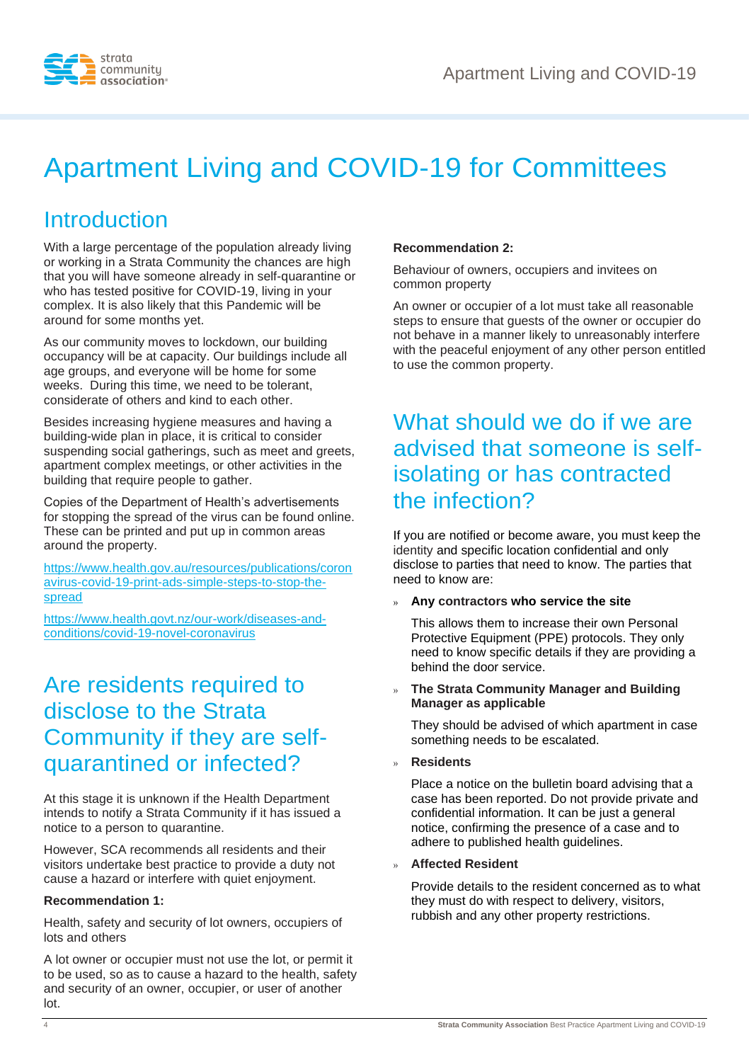# Apartment Living and COVID-19 for Committees

## Introduction

With a large percentage of the population already living or working in a Strata Community the chances are high that you will have someone already in self-quarantine or who has tested positive for COVID-19, living in your complex. It is also likely that this Pandemic will be around for some months yet.

As our community moves to lockdown, our building occupancy will be at capacity. Our buildings include all age groups, and everyone will be home for some weeks. During this time, we need to be tolerant, considerate of others and kind to each other.

Besides increasing hygiene measures and having a building-wide plan in place, it is critical to consider suspending social gatherings, such as meet and greets, apartment complex meetings, or other activities in the building that require people to gather.

Copies of the Department of Health's advertisements for stopping the spread of the virus can be found online. These can be printed and put up in common areas around the property.

https://www.health.gov.au/resources/publications/coronavirus-covid-19-print-ads-simple-steps-to-stop-the-spread

https://www.health.govt.nz/our-work/diseases-and-conditions/covid-19-novel-coronavirus

## Are residents required to disclose to the Strata Community if they are self-quarantined or infected?

At this stage it is unknown if the Health Department intends to notify a Strata Community if it has issued a notice to a person to quarantine.

However, SCA recommends all residents and their visitors undertake best practice to provide a duty not cause a hazard or interfere with quiet enjoyment.

**Recommendation 1:**

Health, safety and security of lot owners, occupiers of lots and others

A lot owner or occupier must not use the lot, or permit it to be used, so as to cause a hazard to the health, safety and security of an owner, occupier, or user of another lot.

**Recommendation 2:**

Behaviour of owners, occupiers and invitees on common property

An owner or occupier of a lot must take all reasonable steps to ensure that guests of the owner or occupier do not behave in a manner likely to unreasonably interfere with the peaceful enjoyment of any other person entitled to use the common property.

## What should we do if we are advised that someone is self-isolating or has contracted the infection?

If you are notified or become aware, you must keep the identity and specific location confidential and only disclose to parties that need to know. The parties that need to know are:

- **Any contractors who service the site**

  This allows them to increase their own Personal Protective Equipment (PPE) protocols. They only need to know specific details if they are providing a behind the door service.

- **The Strata Community Manager and Building Manager as applicable**

  They should be advised of which apartment in case something needs to be escalated.

- **Residents**

  Place a notice on the bulletin board advising that a case has been reported. Do not provide private and confidential information. It can be just a general notice, confirming the presence of a case and to adhere to published health guidelines.

- **Affected Resident**

  Provide details to the resident concerned as to what they must do with respect to delivery, visitors, rubbish and any other property restrictions.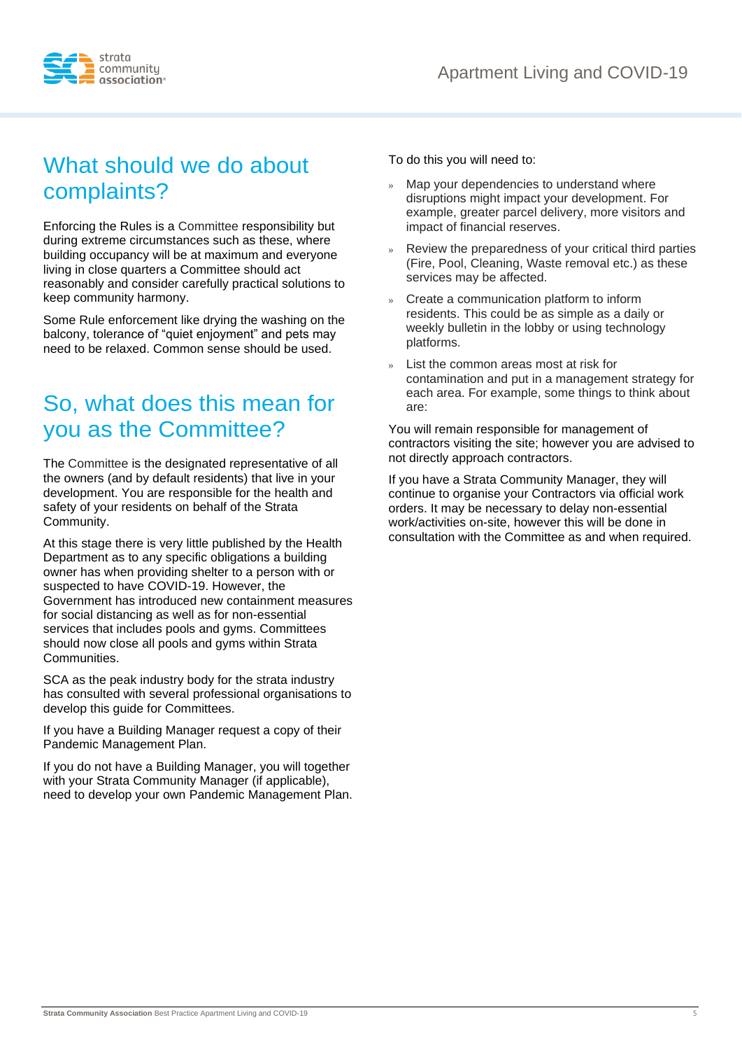## What should we do about complaints?

Enforcing the Rules is a Committee responsibility but during extreme circumstances such as these, where building occupancy will be at maximum and everyone living in close quarters a Committee should act reasonably and consider carefully practical solutions to keep community harmony.

Some Rule enforcement like drying the washing on the balcony, tolerance of "quiet enjoyment" and pets may need to be relaxed. Common sense should be used.

## So, what does this mean for you as the Committee?

The Committee is the designated representative of all the owners (and by default residents) that live in your development. You are responsible for the health and safety of your residents on behalf of the Strata Community.

At this stage there is very little published by the Health Department as to any specific obligations a building owner has when providing shelter to a person with or suspected to have COVID-19. However, the Government has introduced new containment measures for social distancing as well as for non-essential services that includes pools and gyms. Committees should now close all pools and gyms within Strata Communities.

SCA as the peak industry body for the strata industry has consulted with several professional organisations to develop this guide for Committees.

If you have a Building Manager request a copy of their Pandemic Management Plan.

If you do not have a Building Manager, you will together with your Strata Community Manager (if applicable), need to develop your own Pandemic Management Plan.

To do this you will need to:

- Map your dependencies to understand where disruptions might impact your development. For example, greater parcel delivery, more visitors and impact of financial reserves.
- Review the preparedness of your critical third parties (Fire, Pool, Cleaning, Waste removal etc.) as these services may be affected.
- Create a communication platform to inform residents. This could be as simple as a daily or weekly bulletin in the lobby or using technology platforms.
- List the common areas most at risk for contamination and put in a management strategy for each area. For example, some things to think about are:

You will remain responsible for management of contractors visiting the site; however you are advised to not directly approach contractors.

If you have a Strata Community Manager, they will continue to organise your Contractors via official work orders. It may be necessary to delay non-essential work/activities on-site, however this will be done in consultation with the Committee as and when required.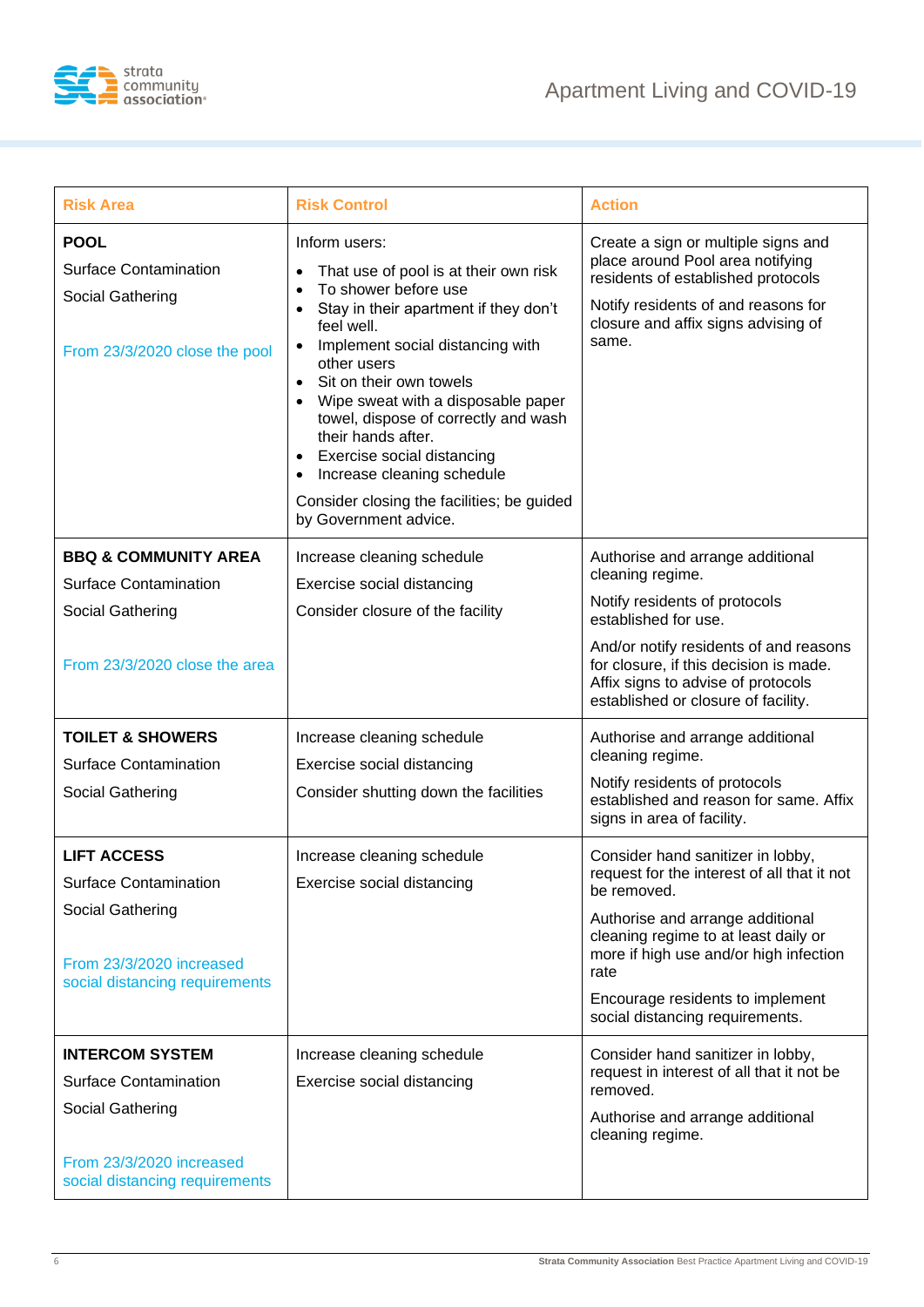| Risk Area | Risk Control | Action |
|---|---|---|
| **POOL**<br>Surface Contamination<br>Social Gathering<br><br>From 23/3/2020 close the pool | Inform users:<br>• That use of pool is at their own risk<br>• To shower before use<br>• Stay in their apartment if they don't feel well.<br>• Implement social distancing with other users<br>• Sit on their own towels<br>• Wipe sweat with a disposable paper towel, dispose of correctly and wash their hands after.<br>• Exercise social distancing<br>• Increase cleaning schedule<br><br>Consider closing the facilities; be guided by Government advice. | Create a sign or multiple signs and place around Pool area notifying residents of established protocols<br><br>Notify residents of and reasons for closure and affix signs advising of same. |
| **BBQ & COMMUNITY AREA**<br>Surface Contamination<br>Social Gathering<br><br>From 23/3/2020 close the area | Increase cleaning schedule<br>Exercise social distancing<br>Consider closure of the facility | Authorise and arrange additional cleaning regime.<br><br>Notify residents of protocols established for use.<br><br>And/or notify residents of and reasons for closure, if this decision is made. Affix signs to advise of protocols established or closure of facility. |
| **TOILET & SHOWERS**<br>Surface Contamination<br>Social Gathering | Increase cleaning schedule<br>Exercise social distancing<br>Consider shutting down the facilities | Authorise and arrange additional cleaning regime.<br><br>Notify residents of protocols established and reason for same. Affix signs in area of facility. |
| **LIFT ACCESS**<br>Surface Contamination<br>Social Gathering<br><br>From 23/3/2020 increased social distancing requirements | Increase cleaning schedule<br>Exercise social distancing | Consider hand sanitizer in lobby, request for the interest of all that it not be removed.<br><br>Authorise and arrange additional cleaning regime to at least daily or more if high use and/or high infection rate<br><br>Encourage residents to implement social distancing requirements. |
| **INTERCOM SYSTEM**<br>Surface Contamination<br>Social Gathering<br><br>From 23/3/2020 increased social distancing requirements | Increase cleaning schedule<br>Exercise social distancing | Consider hand sanitizer in lobby, request in interest of all that it not be removed.<br><br>Authorise and arrange additional cleaning regime. |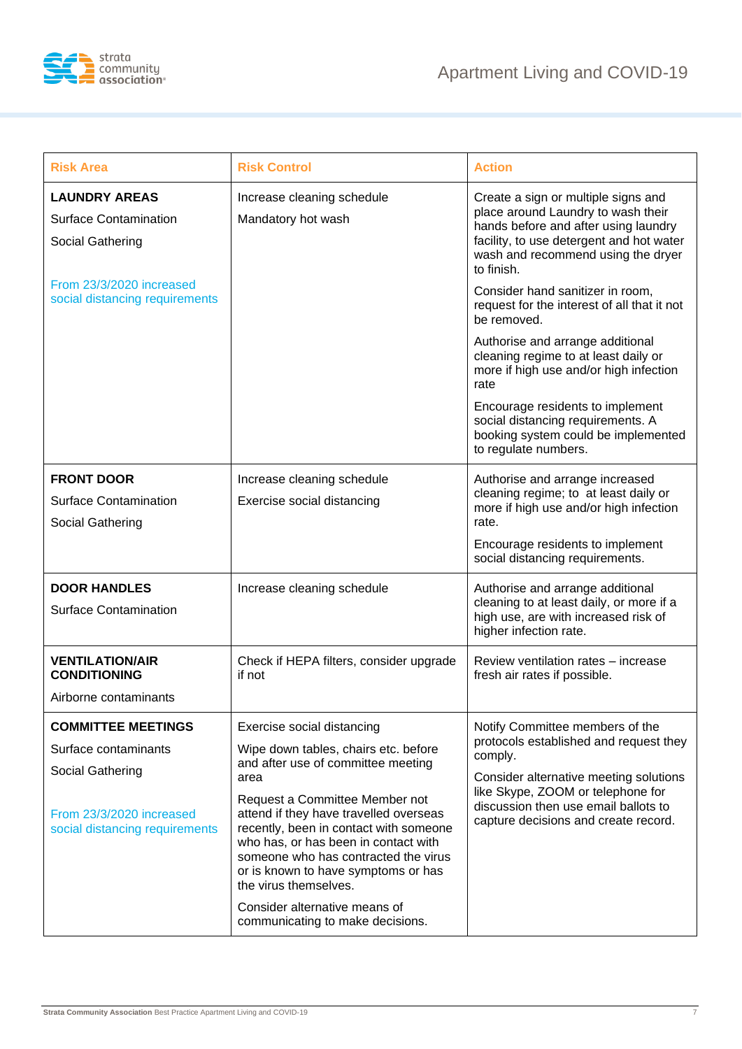| Risk Area | Risk Control | Action |
|---|---|---|
| **LAUNDRY AREAS**<br>Surface Contamination<br>Social Gathering<br><br>From 23/3/2020 increased social distancing requirements | Increase cleaning schedule<br>Mandatory hot wash | Create a sign or multiple signs and place around Laundry to wash their hands before and after using laundry facility, to use detergent and hot water wash and recommend using the dryer to finish.<br><br>Consider hand sanitizer in room, request for the interest of all that it not be removed.<br><br>Authorise and arrange additional cleaning regime to at least daily or more if high use and/or high infection rate<br><br>Encourage residents to implement social distancing requirements. A booking system could be implemented to regulate numbers. |
| **FRONT DOOR**<br>Surface Contamination<br>Social Gathering | Increase cleaning schedule<br>Exercise social distancing | Authorise and arrange increased cleaning regime; to at least daily or more if high use and/or high infection rate.<br><br>Encourage residents to implement social distancing requirements. |
| **DOOR HANDLES**<br>Surface Contamination | Increase cleaning schedule | Authorise and arrange additional cleaning to at least daily, or more if a high use, are with increased risk of higher infection rate. |
| **VENTILATION/AIR CONDITIONING**<br>Airborne contaminants | Check if HEPA filters, consider upgrade if not | Review ventilation rates – increase fresh air rates if possible. |
| **COMMITTEE MEETINGS**<br>Surface contaminants<br>Social Gathering<br><br>From 23/3/2020 increased social distancing requirements | Exercise social distancing<br><br>Wipe down tables, chairs etc. before and after use of committee meeting area<br><br>Request a Committee Member not attend if they have travelled overseas recently, been in contact with someone who has, or has been in contact with someone who has contracted the virus or is known to have symptoms or has the virus themselves.<br><br>Consider alternative means of communicating to make decisions. | Notify Committee members of the protocols established and request they comply.<br><br>Consider alternative meeting solutions like Skype, ZOOM or telephone for discussion then use email ballots to capture decisions and create record. |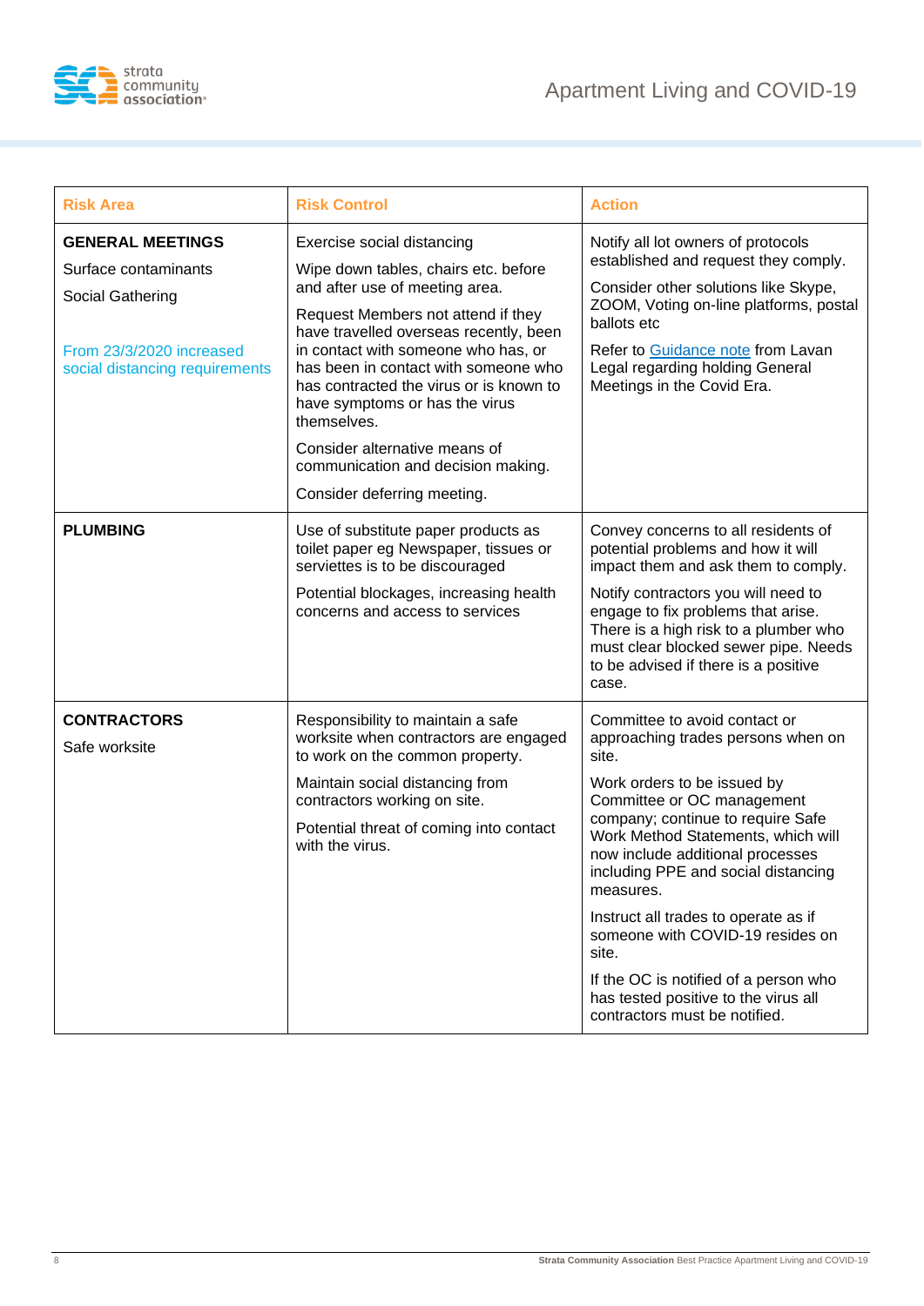| Risk Area | Risk Control | Action |
|---|---|---|
| **GENERAL MEETINGS**<br><br>Surface contaminants<br><br>Social Gathering<br><br>From 23/3/2020 increased social distancing requirements | Exercise social distancing<br><br>Wipe down tables, chairs etc. before and after use of meeting area.<br><br>Request Members not attend if they have travelled overseas recently, been in contact with someone who has, or has been in contact with someone who has contracted the virus or is known to have symptoms or has the virus themselves.<br><br>Consider alternative means of communication and decision making.<br><br>Consider deferring meeting. | Notify all lot owners of protocols established and request they comply.<br><br>Consider other solutions like Skype, ZOOM, Voting on-line platforms, postal ballots etc<br><br>Refer to Guidance note from Lavan Legal regarding holding General Meetings in the Covid Era. |
| **PLUMBING** | Use of substitute paper products as toilet paper eg Newspaper, tissues or serviettes is to be discouraged<br><br>Potential blockages, increasing health concerns and access to services | Convey concerns to all residents of potential problems and how it will impact them and ask them to comply.<br><br>Notify contractors you will need to engage to fix problems that arise. There is a high risk to a plumber who must clear blocked sewer pipe. Needs to be advised if there is a positive case. |
| **CONTRACTORS**<br><br>Safe worksite | Responsibility to maintain a safe worksite when contractors are engaged to work on the common property.<br><br>Maintain social distancing from contractors working on site.<br><br>Potential threat of coming into contact with the virus. | Committee to avoid contact or approaching trades persons when on site.<br><br>Work orders to be issued by Committee or OC management company; continue to require Safe Work Method Statements, which will now include additional processes including PPE and social distancing measures.<br><br>Instruct all trades to operate as if someone with COVID-19 resides on site.<br><br>If the OC is notified of a person who has tested positive to the virus all contractors must be notified. |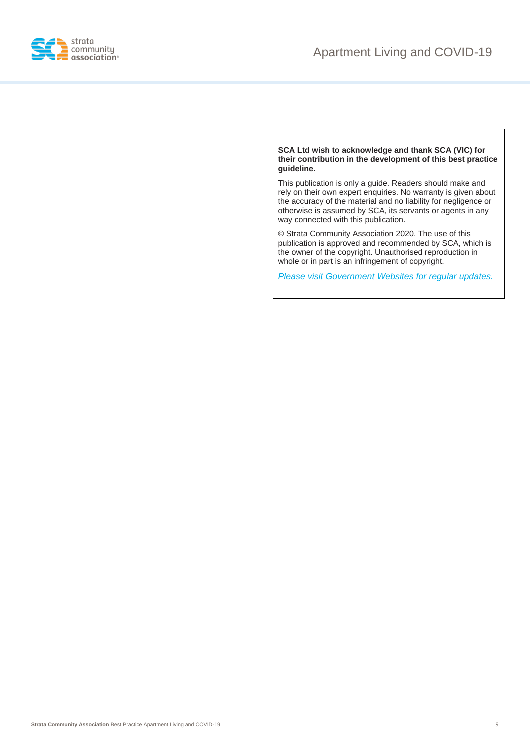**SCA Ltd wish to acknowledge and thank SCA (VIC) for their contribution in the development of this best practice guideline.**

This publication is only a guide. Readers should make and rely on their own expert enquiries. No warranty is given about the accuracy of the material and no liability for negligence or otherwise is assumed by SCA, its servants or agents in any way connected with this publication.

© Strata Community Association 2020. The use of this publication is approved and recommended by SCA, which is the owner of the copyright. Unauthorised reproduction in whole or in part is an infringement of copyright.

*Please visit Government Websites for regular updates.*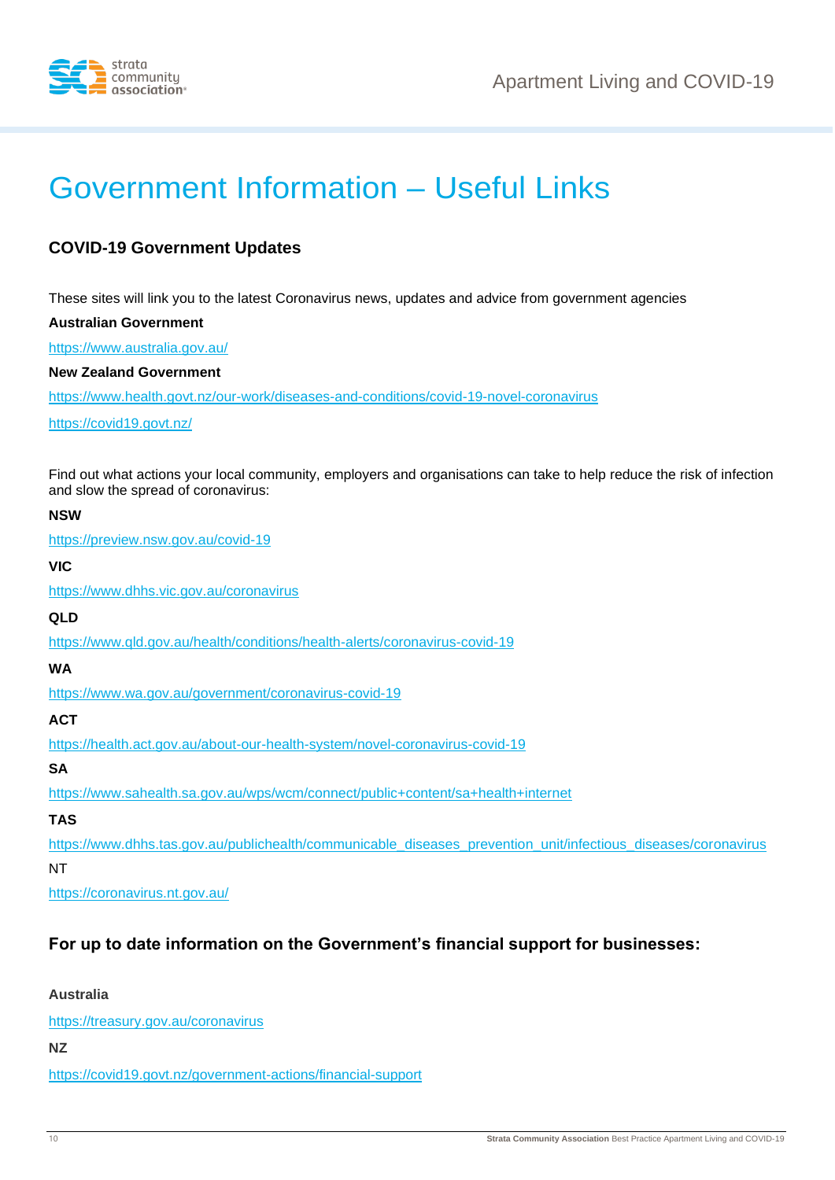# Government Information – Useful Links

### COVID-19 Government Updates

These sites will link you to the latest Coronavirus news, updates and advice from government agencies

**Australian Government**

https://www.australia.gov.au/

**New Zealand Government**

https://www.health.govt.nz/our-work/diseases-and-conditions/covid-19-novel-coronavirus

https://covid19.govt.nz/

Find out what actions your local community, employers and organisations can take to help reduce the risk of infection and slow the spread of coronavirus:

**NSW**

https://preview.nsw.gov.au/covid-19

**VIC**

https://www.dhhs.vic.gov.au/coronavirus

**QLD**

https://www.qld.gov.au/health/conditions/health-alerts/coronavirus-covid-19

**WA**

https://www.wa.gov.au/government/coronavirus-covid-19

**ACT**

https://health.act.gov.au/about-our-health-system/novel-coronavirus-covid-19

**SA**

https://www.sahealth.sa.gov.au/wps/wcm/connect/public+content/sa+health+internet

**TAS**

https://www.dhhs.tas.gov.au/publichealth/communicable_diseases_prevention_unit/infectious_diseases/coronavirus

NT

https://coronavirus.nt.gov.au/

### For up to date information on the Government's financial support for businesses:

**Australia**

https://treasury.gov.au/coronavirus

**NZ**

https://covid19.govt.nz/government-actions/financial-support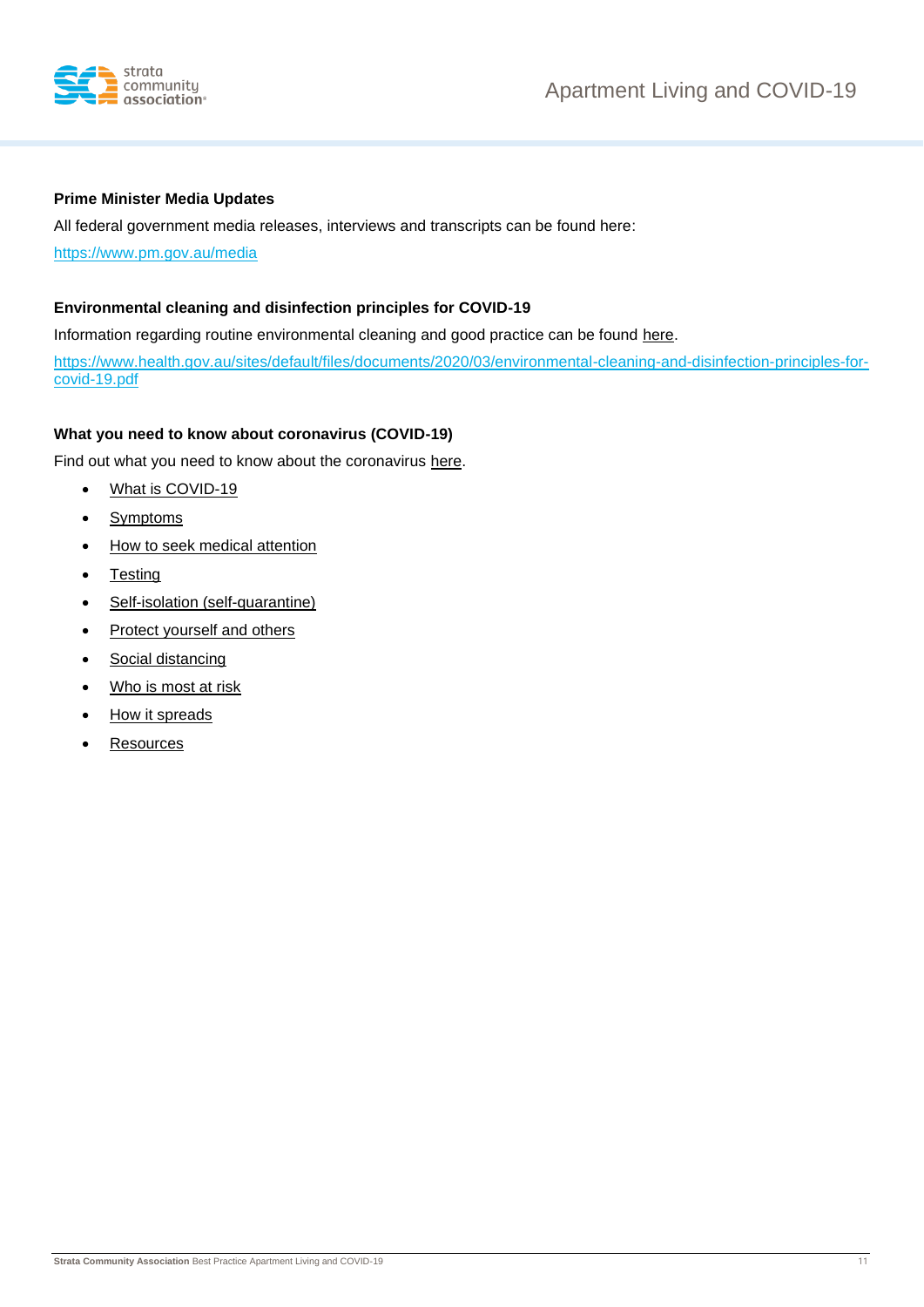### Prime Minister Media Updates

All federal government media releases, interviews and transcripts can be found here:

https://www.pm.gov.au/media

### Environmental cleaning and disinfection principles for COVID-19

Information regarding routine environmental cleaning and good practice can be found here.

https://www.health.gov.au/sites/default/files/documents/2020/03/environmental-cleaning-and-disinfection-principles-for-covid-19.pdf

### What you need to know about coronavirus (COVID-19)

Find out what you need to know about the coronavirus here.

- What is COVID-19
- Symptoms
- How to seek medical attention
- Testing
- Self-isolation (self-quarantine)
- Protect yourself and others
- Social distancing
- Who is most at risk
- How it spreads
- Resources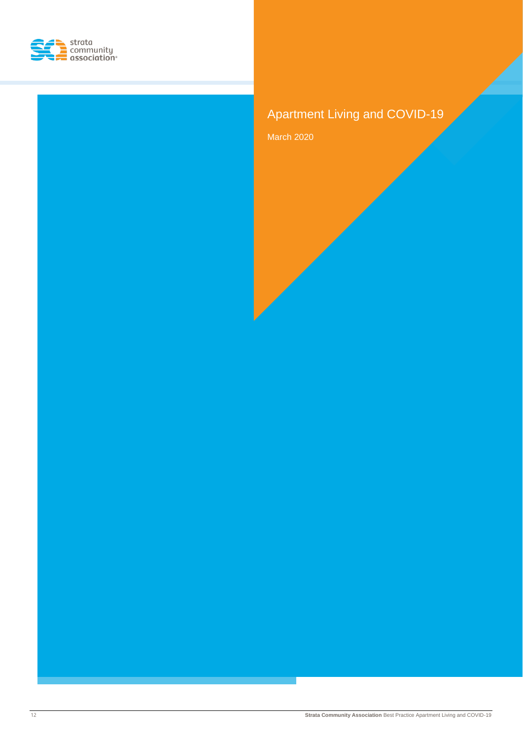strata community association

# Apartment Living and COVID-19

March 2020